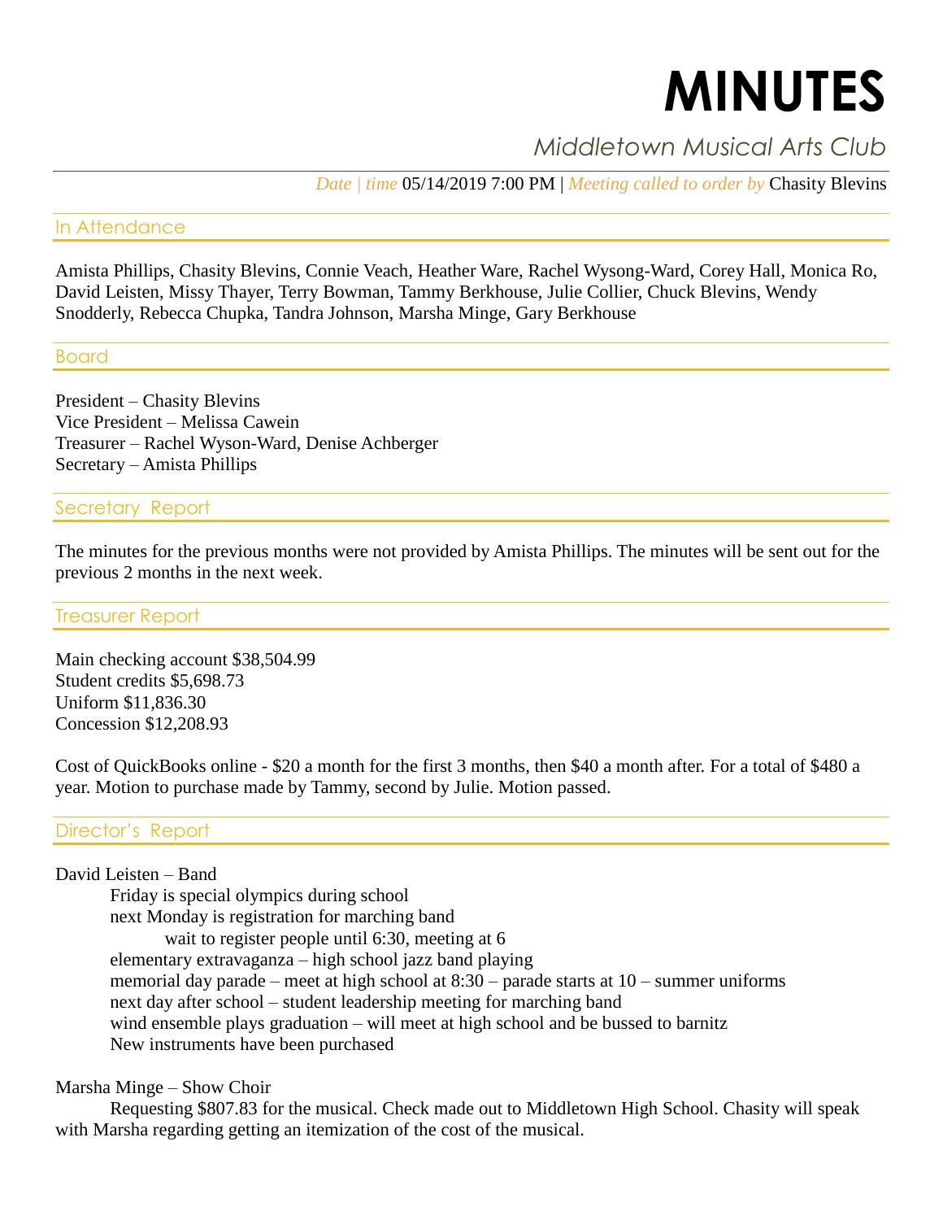# MINUTES

## *Middletown Musical Arts Club*

*Date | time* 05/14/2019 7:00 PM | *Meeting called to order by* Chasity Blevins

## In Attendance

Amista Phillips, Chasity Blevins, Connie Veach, Heather Ware, Rachel Wysong-Ward, Corey Hall, Monica Ro, David Leisten, Missy Thayer, Terry Bowman, Tammy Berkhouse, Julie Collier, Chuck Blevins, Wendy Snodderly, Rebecca Chupka, Tandra Johnson, Marsha Minge, Gary Berkhouse

## Board

President – Chasity Blevins
Vice President – Melissa Cawein
Treasurer – Rachel Wyson-Ward, Denise Achberger
Secretary – Amista Phillips

## Secretary Report

The minutes for the previous months were not provided by Amista Phillips. The minutes will be sent out for the previous 2 months in the next week.

## Treasurer Report

Main checking account $38,504.99
Student credits $5,698.73
Uniform $11,836.30
Concession $12,208.93

Cost of QuickBooks online - $20 a month for the first 3 months, then $40 a month after. For a total of $480 a year. Motion to purchase made by Tammy, second by Julie. Motion passed.

## Director's Report

David Leisten – Band

- Friday is special olympics during school
- next Monday is registration for marching band
  - wait to register people until 6:30, meeting at 6
- elementary extravaganza – high school jazz band playing
- memorial day parade – meet at high school at 8:30 – parade starts at 10 – summer uniforms
- next day after school – student leadership meeting for marching band
- wind ensemble plays graduation – will meet at high school and be bussed to barnitz
- New instruments have been purchased

Marsha Minge – Show Choir

Requesting $807.83 for the musical. Check made out to Middletown High School. Chasity will speak with Marsha regarding getting an itemization of the cost of the musical.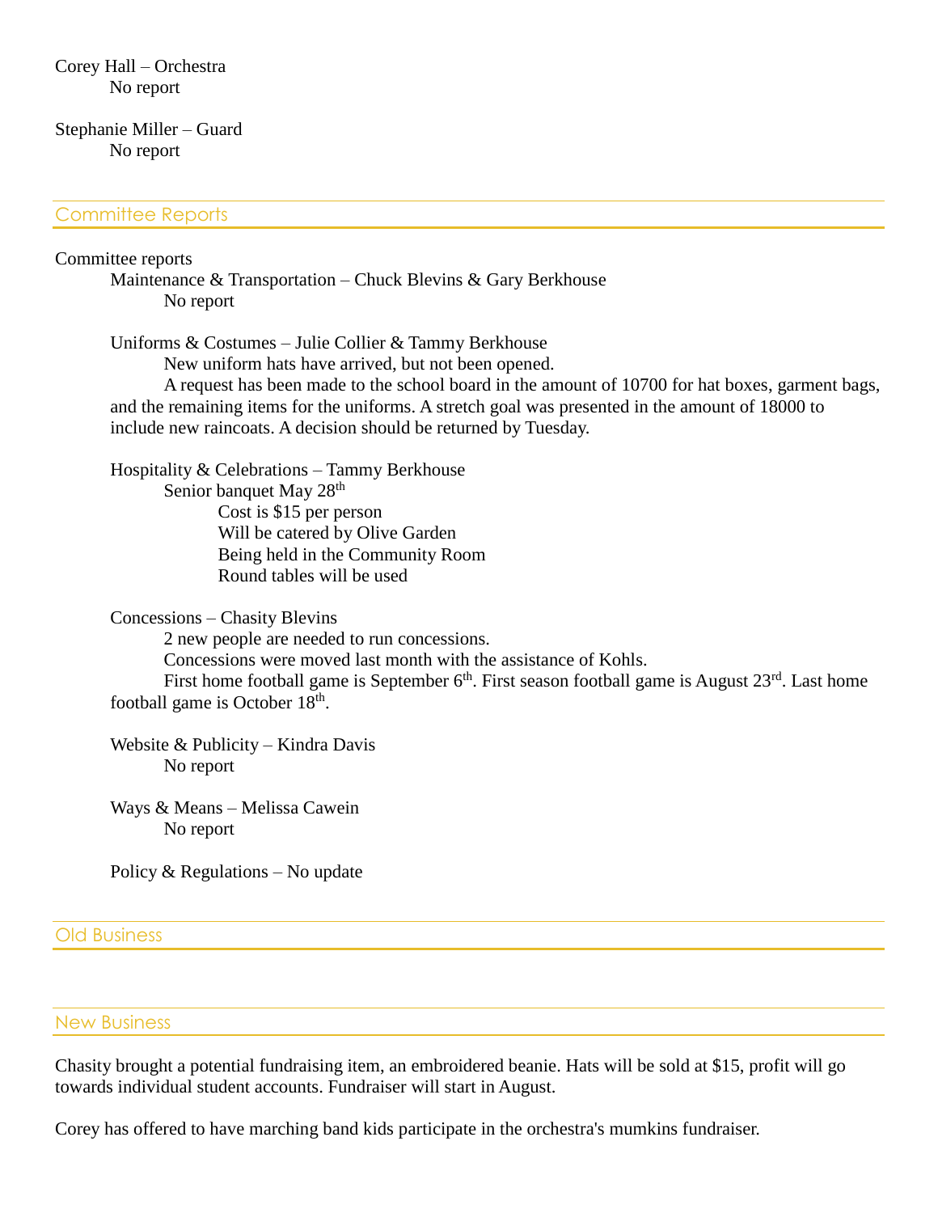Corey Hall – Orchestra

No report

Stephanie Miller – Guard

No report

## Committee Reports

Committee reports

Maintenance & Transportation – Chuck Blevins & Gary Berkhouse

No report

Uniforms & Costumes – Julie Collier & Tammy Berkhouse

New uniform hats have arrived, but not been opened.

A request has been made to the school board in the amount of 10700 for hat boxes, garment bags, and the remaining items for the uniforms. A stretch goal was presented in the amount of 18000 to include new raincoats. A decision should be returned by Tuesday.

Hospitality & Celebrations – Tammy Berkhouse

Senior banquet May 28th

- Cost is $15 per person
- Will be catered by Olive Garden
- Being held in the Community Room
- Round tables will be used

Concessions – Chasity Blevins

2 new people are needed to run concessions.

Concessions were moved last month with the assistance of Kohls.

First home football game is September 6th. First season football game is August 23rd. Last home football game is October 18th.

Website & Publicity – Kindra Davis

No report

Ways & Means – Melissa Cawein

No report

Policy & Regulations – No update

## Old Business

## New Business

Chasity brought a potential fundraising item, an embroidered beanie. Hats will be sold at $15, profit will go towards individual student accounts. Fundraiser will start in August.

Corey has offered to have marching band kids participate in the orchestra's mumkins fundraiser.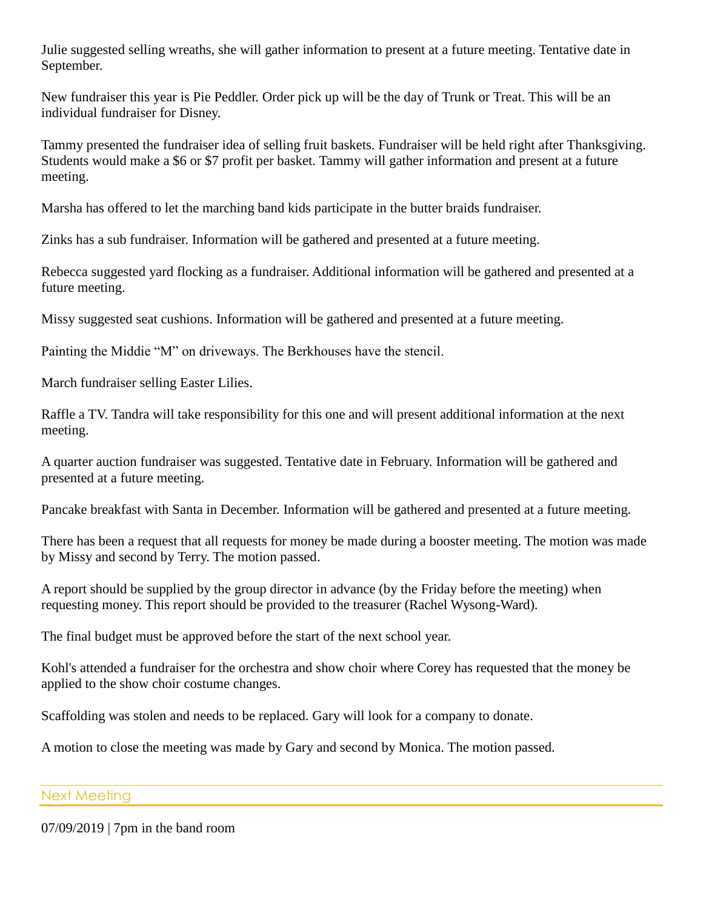Julie suggested selling wreaths, she will gather information to present at a future meeting. Tentative date in September.

New fundraiser this year is Pie Peddler. Order pick up will be the day of Trunk or Treat. This will be an individual fundraiser for Disney.

Tammy presented the fundraiser idea of selling fruit baskets. Fundraiser will be held right after Thanksgiving. Students would make a $6 or $7 profit per basket. Tammy will gather information and present at a future meeting.

Marsha has offered to let the marching band kids participate in the butter braids fundraiser.

Zinks has a sub fundraiser. Information will be gathered and presented at a future meeting.

Rebecca suggested yard flocking as a fundraiser. Additional information will be gathered and presented at a future meeting.

Missy suggested seat cushions. Information will be gathered and presented at a future meeting.

Painting the Middie "M" on driveways. The Berkhouses have the stencil.

March fundraiser selling Easter Lilies.

Raffle a TV. Tandra will take responsibility for this one and will present additional information at the next meeting.

A quarter auction fundraiser was suggested. Tentative date in February. Information will be gathered and presented at a future meeting.

Pancake breakfast with Santa in December. Information will be gathered and presented at a future meeting.

There has been a request that all requests for money be made during a booster meeting. The motion was made by Missy and second by Terry. The motion passed.

A report should be supplied by the group director in advance (by the Friday before the meeting) when requesting money. This report should be provided to the treasurer (Rachel Wysong-Ward).

The final budget must be approved before the start of the next school year.

Kohl's attended a fundraiser for the orchestra and show choir where Corey has requested that the money be applied to the show choir costume changes.

Scaffolding was stolen and needs to be replaced. Gary will look for a company to donate.

A motion to close the meeting was made by Gary and second by Monica. The motion passed.

## Next Meeting

07/09/2019 | 7pm in the band room